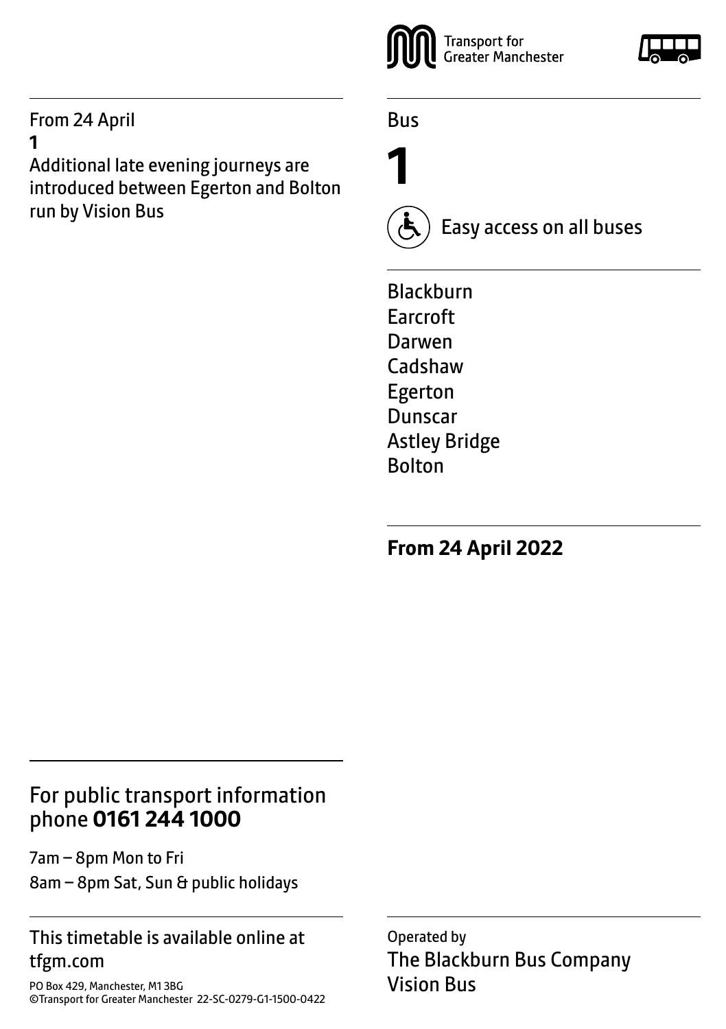From 24 April

**1**

Additional late evening journeys are introduced between Egerton and Bolton run by Vision Bus

Transport for Greater Manchester

Bus

# 1

Easy access on all buses

Blackburn
Earcroft
Darwen
Cadshaw
Egerton
Dunscar
Astley Bridge
Bolton

**From 24 April 2022**

## For public transport information phone **0161 244 1000**

7am – 8pm Mon to Fri
8am – 8pm Sat, Sun & public holidays

This timetable is available online at tfgm.com

PO Box 429, Manchester, M1 3BG
©Transport for Greater Manchester 22-SC-0279-G1-1500-0422

Operated by
The Blackburn Bus Company
Vision Bus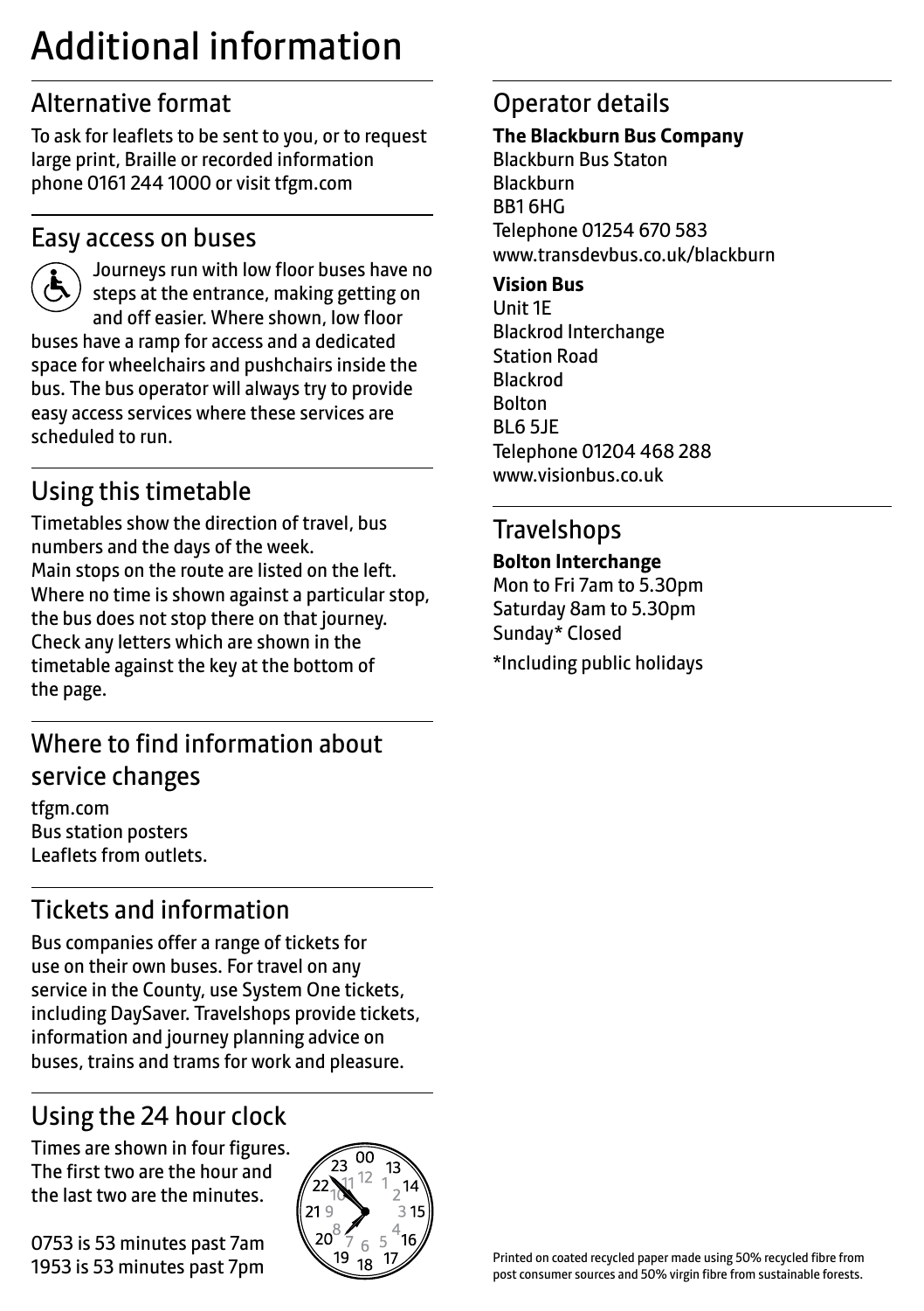# Additional information

## Alternative format

To ask for leaflets to be sent to you, or to request large print, Braille or recorded information phone 0161 244 1000 or visit tfgm.com

## Easy access on buses

Journeys run with low floor buses have no steps at the entrance, making getting on and off easier. Where shown, low floor buses have a ramp for access and a dedicated space for wheelchairs and pushchairs inside the bus. The bus operator will always try to provide easy access services where these services are scheduled to run.

## Using this timetable

Timetables show the direction of travel, bus numbers and the days of the week.
Main stops on the route are listed on the left. Where no time is shown against a particular stop, the bus does not stop there on that journey. Check any letters which are shown in the timetable against the key at the bottom of the page.

## Where to find information about service changes

tfgm.com
Bus station posters
Leaflets from outlets.

## Tickets and information

Bus companies offer a range of tickets for use on their own buses. For travel on any service in the County, use System One tickets, including DaySaver. Travelshops provide tickets, information and journey planning advice on buses, trains and trams for work and pleasure.

## Using the 24 hour clock

Times are shown in four figures. The first two are the hour and the last two are the minutes.

0753 is 53 minutes past 7am
1953 is 53 minutes past 7pm

## Operator details

**The Blackburn Bus Company**
Blackburn Bus Staton
Blackburn
BB1 6HG
Telephone 01254 670 583
www.transdevbus.co.uk/blackburn

**Vision Bus**
Unit 1E
Blackrod Interchange
Station Road
Blackrod
Bolton
BL6 5JE
Telephone 01204 468 288
www.visionbus.co.uk

## Travelshops

**Bolton Interchange**
Mon to Fri 7am to 5.30pm
Saturday 8am to 5.30pm
Sunday* Closed

*Including public holidays

Printed on coated recycled paper made using 50% recycled fibre from post consumer sources and 50% virgin fibre from sustainable forests.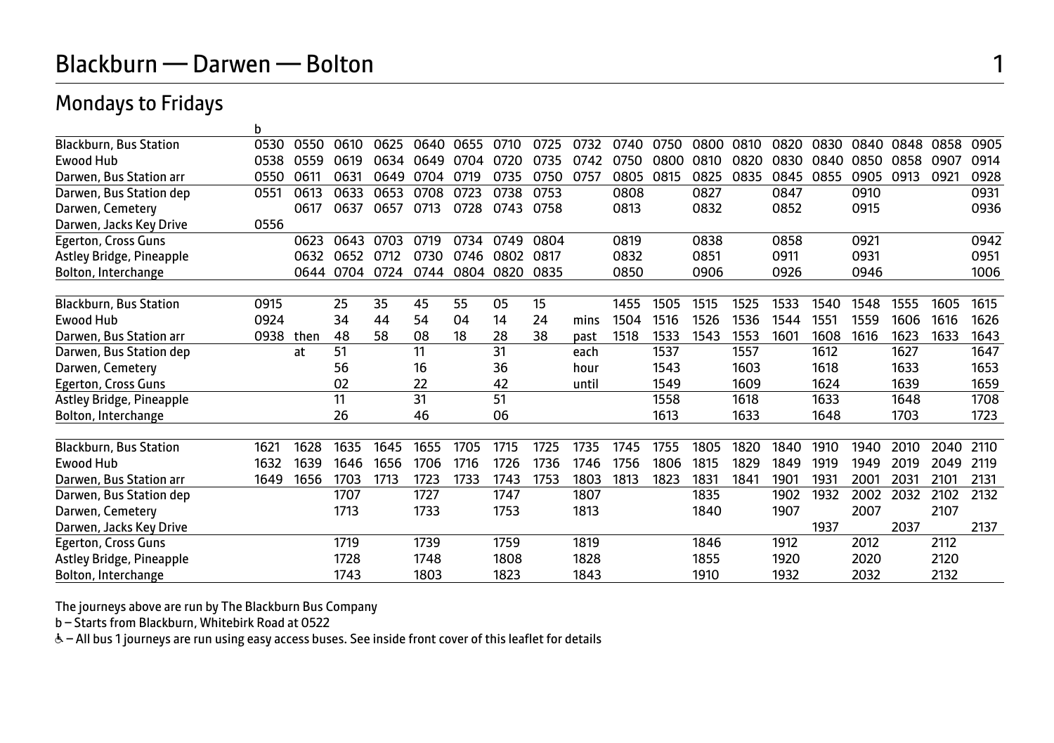# Blackburn — Darwen — Bolton

## Mondays to Fridays

| | b | | | | | | | | | | | | | | | | | | |
|---|---|---|---|---|---|---|---|---|---|---|---|---|---|---|---|---|---|---|---|
| Blackburn, Bus Station | 0530 | 0550 | 0610 | 0625 | 0640 | 0655 | 0710 | 0725 | 0732 | 0740 | 0750 | 0800 | 0810 | 0820 | 0830 | 0840 | 0848 | 0858 | 0905 |
| Ewood Hub | 0538 | 0559 | 0619 | 0634 | 0649 | 0704 | 0720 | 0735 | 0742 | 0750 | 0800 | 0810 | 0820 | 0830 | 0840 | 0850 | 0858 | 0907 | 0914 |
| Darwen, Bus Station arr | 0550 | 0611 | 0631 | 0649 | 0704 | 0719 | 0735 | 0750 | 0757 | 0805 | 0815 | 0825 | 0835 | 0845 | 0855 | 0905 | 0913 | 0921 | 0928 |
| Darwen, Bus Station dep | 0551 | 0613 | 0633 | 0653 | 0708 | 0723 | 0738 | 0753 | | 0808 | | 0827 | | 0847 | | 0910 | | | 0931 |
| Darwen, Cemetery | | 0617 | 0637 | 0657 | 0713 | 0728 | 0743 | 0758 | | 0813 | | 0832 | | 0852 | | 0915 | | | 0936 |
| Darwen, Jacks Key Drive | 0556 | | | | | | | | | | | | | | | | | | |
| Egerton, Cross Guns | | 0623 | 0643 | 0703 | 0719 | 0734 | 0749 | 0804 | | 0819 | | 0838 | | 0858 | | 0921 | | | 0942 |
| Astley Bridge, Pineapple | | 0632 | 0652 | 0712 | 0730 | 0746 | 0802 | 0817 | | 0832 | | 0851 | | 0911 | | 0931 | | | 0951 |
| Bolton, Interchange | | 0644 | 0704 | 0724 | 0744 | 0804 | 0820 | 0835 | | 0850 | | 0906 | | 0926 | | 0946 | | | 1006 |

| | | | | | | | | | | | | | | | | | | | |
|---|---|---|---|---|---|---|---|---|---|---|---|---|---|---|---|---|---|---|---|
| Blackburn, Bus Station | 0915 | | 25 | 35 | 45 | 55 | 05 | 15 | | 1455 | 1505 | 1515 | 1525 | 1533 | 1540 | 1548 | 1555 | 1605 | 1615 |
| Ewood Hub | 0924 | | 34 | 44 | 54 | 04 | 14 | 24 | mins | 1504 | 1516 | 1526 | 1536 | 1544 | 1551 | 1559 | 1606 | 1616 | 1626 |
| Darwen, Bus Station arr | 0938 | then | 48 | 58 | 08 | 18 | 28 | 38 | past | 1518 | 1533 | 1543 | 1553 | 1601 | 1608 | 1616 | 1623 | 1633 | 1643 |
| Darwen, Bus Station dep | | at | 51 | | 11 | | 31 | | each | | 1537 | | 1557 | | 1612 | | 1627 | | 1647 |
| Darwen, Cemetery | | | 56 | | 16 | | 36 | | hour | | 1543 | | 1603 | | 1618 | | 1633 | | 1653 |
| Egerton, Cross Guns | | | 02 | | 22 | | 42 | | until | | 1549 | | 1609 | | 1624 | | 1639 | | 1659 |
| Astley Bridge, Pineapple | | | 11 | | 31 | | 51 | | | | 1558 | | 1618 | | 1633 | | 1648 | | 1708 |
| Bolton, Interchange | | | 26 | | 46 | | 06 | | | | 1613 | | 1633 | | 1648 | | 1703 | | 1723 |

| | | | | | | | | | | | | | | | | | | | |
|---|---|---|---|---|---|---|---|---|---|---|---|---|---|---|---|---|---|---|---|
| Blackburn, Bus Station | 1621 | 1628 | 1635 | 1645 | 1655 | 1705 | 1715 | 1725 | 1735 | 1745 | 1755 | 1805 | 1820 | 1840 | 1910 | 1940 | 2010 | 2040 | 2110 |
| Ewood Hub | 1632 | 1639 | 1646 | 1656 | 1706 | 1716 | 1726 | 1736 | 1746 | 1756 | 1806 | 1815 | 1829 | 1849 | 1919 | 1949 | 2019 | 2049 | 2119 |
| Darwen, Bus Station arr | 1649 | 1656 | 1703 | 1713 | 1723 | 1733 | 1743 | 1753 | 1803 | 1813 | 1823 | 1831 | 1841 | 1901 | 1931 | 2001 | 2031 | 2101 | 2131 |
| Darwen, Bus Station dep | | | 1707 | | 1727 | | 1747 | | 1807 | | | 1835 | | 1902 | 1932 | 2002 | 2032 | 2102 | 2132 |
| Darwen, Cemetery | | | 1713 | | 1733 | | 1753 | | 1813 | | | 1840 | | 1907 | | 2007 | | 2107 | |
| Darwen, Jacks Key Drive | | | | | | | | | | | | | | | 1937 | | 2037 | | 2137 |
| Egerton, Cross Guns | | | 1719 | | 1739 | | 1759 | | 1819 | | | 1846 | | 1912 | | 2012 | | 2112 | |
| Astley Bridge, Pineapple | | | 1728 | | 1748 | | 1808 | | 1828 | | | 1855 | | 1920 | | 2020 | | 2120 | |
| Bolton, Interchange | | | 1743 | | 1803 | | 1823 | | 1843 | | | 1910 | | 1932 | | 2032 | | 2132 | |

The journeys above are run by The Blackburn Bus Company

b – Starts from Blackburn, Whitebirk Road at 0522

♿ – All bus 1 journeys are run using easy access buses. See inside front cover of this leaflet for details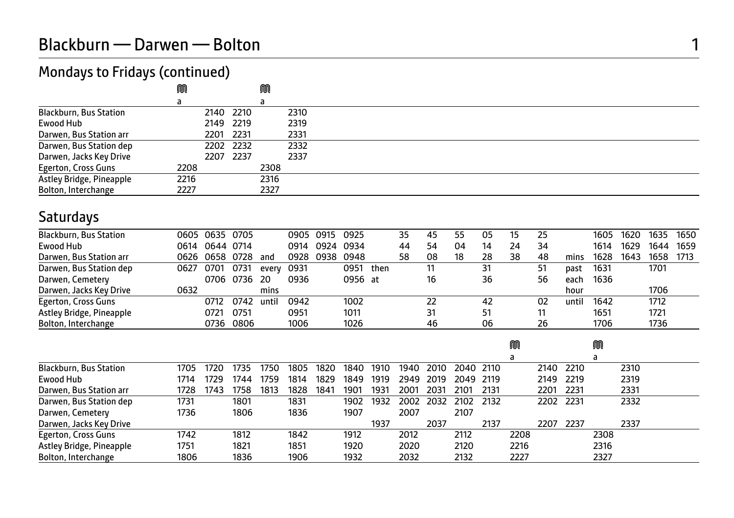# Blackburn — Darwen — Bolton

## Mondays to Fridays (continued)

| | M | | | M | |
|---|---|---|---|---|---|
| | a | | | a | |
| Blackburn, Bus Station | | 2140 | 2210 | | 2310 |
| Ewood Hub | | 2149 | 2219 | | 2319 |
| Darwen, Bus Station arr | | 2201 | 2231 | | 2331 |
| Darwen, Bus Station dep | | 2202 | 2232 | | 2332 |
| Darwen, Jacks Key Drive | | 2207 | 2237 | | 2337 |
| Egerton, Cross Guns | 2208 | | | 2308 | |
| Astley Bridge, Pineapple | 2216 | | | 2316 | |
| Bolton, Interchange | 2227 | | | 2327 | |

## Saturdays

| | | | | | | | | | | | | | | | | | | | | |
|---|---|---|---|---|---|---|---|---|---|---|---|---|---|---|---|---|---|---|---|---|
| Blackburn, Bus Station | 0605 | 0635 | 0705 | | 0905 | 0915 | 0925 | | 35 | 45 | 55 | 05 | 15 | 25 | | 1605 | 1620 | 1635 | 1650 |
| Ewood Hub | 0614 | 0644 | 0714 | | 0914 | 0924 | 0934 | | 44 | 54 | 04 | 14 | 24 | 34 | | 1614 | 1629 | 1644 | 1659 |
| Darwen, Bus Station arr | 0626 | 0658 | 0728 | and | 0928 | 0938 | 0948 | | 58 | 08 | 18 | 28 | 38 | 48 | mins | 1628 | 1643 | 1658 | 1713 |
| Darwen, Bus Station dep | 0627 | 0701 | 0731 | every | 0931 | | 0951 | then | | 11 | | 31 | | 51 | past | 1631 | | 1701 | |
| Darwen, Cemetery | | 0706 | 0736 | 20 | 0936 | | 0956 | at | | 16 | | 36 | | 56 | each | 1636 | | | |
| Darwen, Jacks Key Drive | 0632 | | | mins | | | | | | | | | | | hour | | | 1706 | |
| Egerton, Cross Guns | | 0712 | 0742 | until | 0942 | | 1002 | | | 22 | | 42 | | 02 | until | 1642 | | 1712 | |
| Astley Bridge, Pineapple | | 0721 | 0751 | | 0951 | | 1011 | | | 31 | | 51 | | 11 | | 1651 | | 1721 | |
| Bolton, Interchange | | 0736 | 0806 | | 1006 | | 1026 | | | 46 | | 06 | | 26 | | 1706 | | 1736 | |

| | | | | | | | | | | | | | M | | | M | |
|---|---|---|---|---|---|---|---|---|---|---|---|---|---|---|---|---|---|
| | | | | | | | | | | | | | a | | | a | |
| Blackburn, Bus Station | 1705 | 1720 | 1735 | 1750 | 1805 | 1820 | 1840 | 1910 | 1940 | 2010 | 2040 | 2110 | | 2140 | 2210 | | 2310 |
| Ewood Hub | 1714 | 1729 | 1744 | 1759 | 1814 | 1829 | 1849 | 1919 | 2949 | 2019 | 2049 | 2119 | | 2149 | 2219 | | 2319 |
| Darwen, Bus Station arr | 1728 | 1743 | 1758 | 1813 | 1828 | 1841 | 1901 | 1931 | 2001 | 2031 | 2101 | 2131 | | 2201 | 2231 | | 2331 |
| Darwen, Bus Station dep | 1731 | | 1801 | | 1831 | | 1902 | 1932 | 2002 | 2032 | 2102 | 2132 | | 2202 | 2231 | | 2332 |
| Darwen, Cemetery | 1736 | | 1806 | | 1836 | | 1907 | | 2007 | | 2107 | | | | | | |
| Darwen, Jacks Key Drive | | | | | | | | 1937 | | 2037 | | 2137 | | 2207 | 2237 | | 2337 |
| Egerton, Cross Guns | 1742 | | 1812 | | 1842 | | 1912 | | 2012 | | 2112 | | 2208 | | | 2308 | |
| Astley Bridge, Pineapple | 1751 | | 1821 | | 1851 | | 1920 | | 2020 | | 2120 | | 2216 | | | 2316 | |
| Bolton, Interchange | 1806 | | 1836 | | 1906 | | 1932 | | 2032 | | 2132 | | 2227 | | | 2327 | |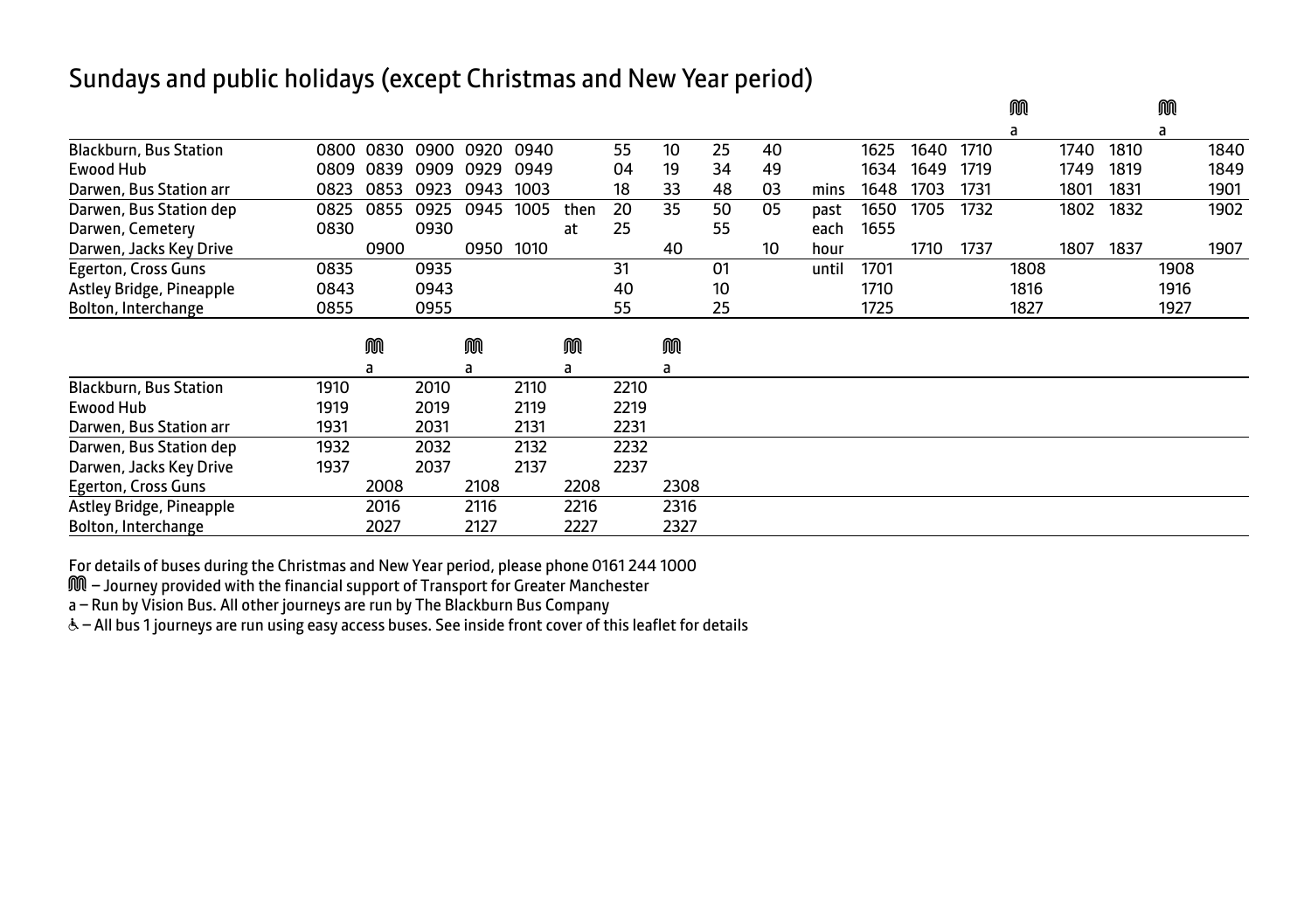## Sundays and public holidays (except Christmas and New Year period)

| | | | | | | | | | | | | | | | Ⓜ | | | Ⓜ | |
|---|---|---|---|---|---|---|---|---|---|---|---|---|---|---|---|---|---|---|---|
| | | | | | | | | | | | | | | | a | | | a | |
| Blackburn, Bus Station | 0800 | 0830 | 0900 | 0920 | 0940 | | 55 | 10 | 25 | 40 | | 1625 | 1640 | 1710 | | 1740 | 1810 | | 1840 |
| Ewood Hub | 0809 | 0839 | 0909 | 0929 | 0949 | | 04 | 19 | 34 | 49 | | 1634 | 1649 | 1719 | | 1749 | 1819 | | 1849 |
| Darwen, Bus Station arr | 0823 | 0853 | 0923 | 0943 | 1003 | | 18 | 33 | 48 | 03 | mins | 1648 | 1703 | 1731 | | 1801 | 1831 | | 1901 |
| Darwen, Bus Station dep | 0825 | 0855 | 0925 | 0945 | 1005 | then | 20 | 35 | 50 | 05 | past | 1650 | 1705 | 1732 | | 1802 | 1832 | | 1902 |
| Darwen, Cemetery | 0830 | | 0930 | | | at | 25 | | 55 | | each | 1655 | | | | | | | |
| Darwen, Jacks Key Drive | | 0900 | | 0950 | 1010 | | | 40 | | 10 | hour | | 1710 | 1737 | | 1807 | 1837 | | 1907 |
| Egerton, Cross Guns | 0835 | | 0935 | | | | 31 | | 01 | | until | 1701 | | | 1808 | | | 1908 | |
| Astley Bridge, Pineapple | 0843 | | 0943 | | | | 40 | | 10 | | | 1710 | | | 1816 | | | 1916 | |
| Bolton, Interchange | 0855 | | 0955 | | | | 55 | | 25 | | | 1725 | | | 1827 | | | 1927 | |

| | | Ⓜ | | Ⓜ | | Ⓜ | | Ⓜ |
|---|---|---|---|---|---|---|---|---|
| | | a | | a | | a | | a |
| Blackburn, Bus Station | 1910 | | 2010 | | 2110 | | 2210 | |
| Ewood Hub | 1919 | | 2019 | | 2119 | | 2219 | |
| Darwen, Bus Station arr | 1931 | | 2031 | | 2131 | | 2231 | |
| Darwen, Bus Station dep | 1932 | | 2032 | | 2132 | | 2232 | |
| Darwen, Jacks Key Drive | 1937 | | 2037 | | 2137 | | 2237 | |
| Egerton, Cross Guns | | 2008 | | 2108 | | 2208 | | 2308 |
| Astley Bridge, Pineapple | | 2016 | | 2116 | | 2216 | | 2316 |
| Bolton, Interchange | | 2027 | | 2127 | | 2227 | | 2327 |

For details of buses during the Christmas and New Year period, please phone 0161 244 1000

Ⓜ – Journey provided with the financial support of Transport for Greater Manchester

a – Run by Vision Bus. All other journeys are run by The Blackburn Bus Company

♿ – All bus 1 journeys are run using easy access buses. See inside front cover of this leaflet for details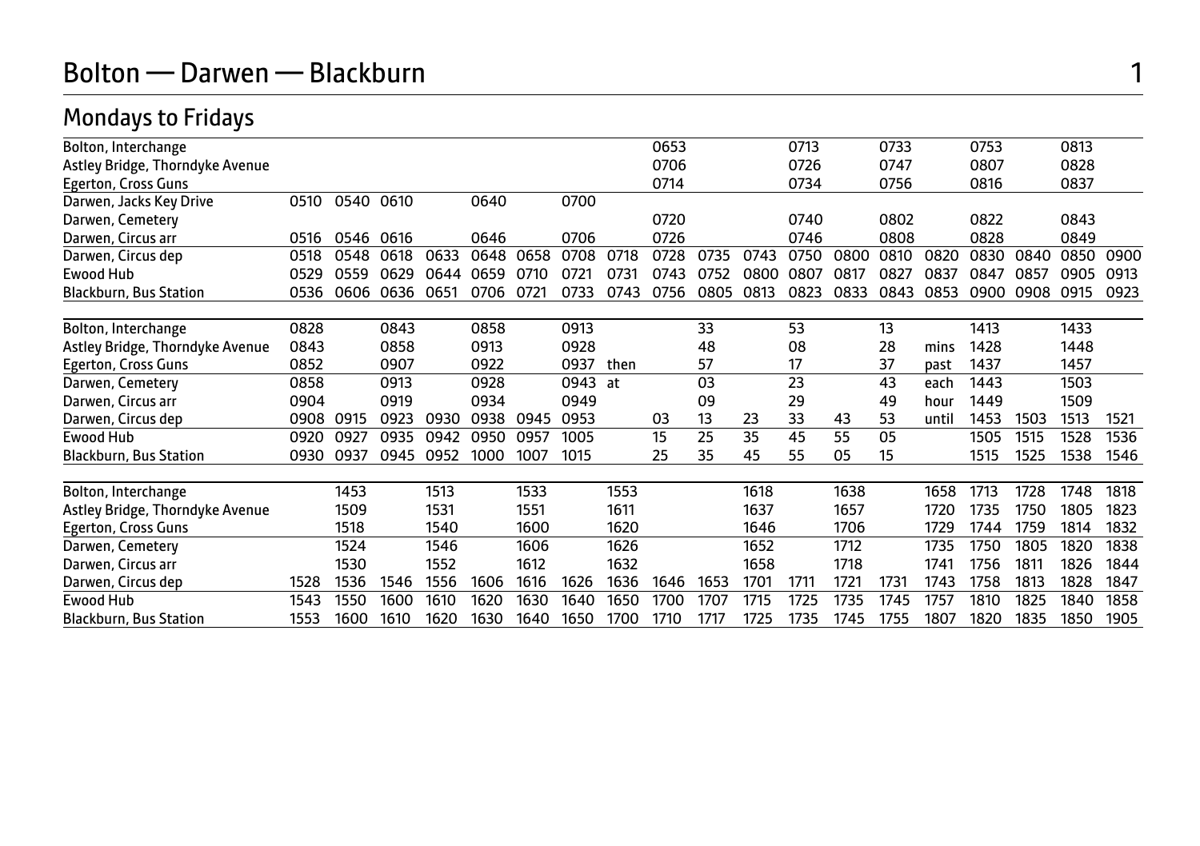# Bolton — Darwen — Blackburn

## Mondays to Fridays

| | | | | | | | | | | | | | | | | | | | |
|---|---|---|---|---|---|---|---|---|---|---|---|---|---|---|---|---|---|---|---|
| Bolton, Interchange | | | | | | | | | 0653 | | | 0713 | | 0733 | | 0753 | | 0813 | |
| Astley Bridge, Thorndyke Avenue | | | | | | | | | 0706 | | | 0726 | | 0747 | | 0807 | | 0828 | |
| Egerton, Cross Guns | | | | | | | | | 0714 | | | 0734 | | 0756 | | 0816 | | 0837 | |
| Darwen, Jacks Key Drive | 0510 | 0540 | 0610 | | 0640 | | 0700 | | | | | | | | | | | | |
| Darwen, Cemetery | | | | | | | | | 0720 | | | 0740 | | 0802 | | 0822 | | 0843 | |
| Darwen, Circus arr | 0516 | 0546 | 0616 | | 0646 | | 0706 | | 0726 | | | 0746 | | 0808 | | 0828 | | 0849 | |
| Darwen, Circus dep | 0518 | 0548 | 0618 | 0633 | 0648 | 0658 | 0708 | 0718 | 0728 | 0735 | 0743 | 0750 | 0800 | 0810 | 0820 | 0830 | 0840 | 0850 | 0900 |
| Ewood Hub | 0529 | 0559 | 0629 | 0644 | 0659 | 0710 | 0721 | 0731 | 0743 | 0752 | 0800 | 0807 | 0817 | 0827 | 0837 | 0847 | 0857 | 0905 | 0913 |
| Blackburn, Bus Station | 0536 | 0606 | 0636 | 0651 | 0706 | 0721 | 0733 | 0743 | 0756 | 0805 | 0813 | 0823 | 0833 | 0843 | 0853 | 0900 | 0908 | 0915 | 0923 |

| | | | | | | | | | | | | | | | | | | | |
|---|---|---|---|---|---|---|---|---|---|---|---|---|---|---|---|---|---|---|---|
| Bolton, Interchange | 0828 | | 0843 | | 0858 | | 0913 | | | 33 | | 53 | | 13 | | 1413 | | 1433 | |
| Astley Bridge, Thorndyke Avenue | 0843 | | 0858 | | 0913 | | 0928 | | | 48 | | 08 | | 28 | mins | 1428 | | 1448 | |
| Egerton, Cross Guns | 0852 | | 0907 | | 0922 | | 0937 | then | | 57 | | 17 | | 37 | past | 1437 | | 1457 | |
| Darwen, Cemetery | 0858 | | 0913 | | 0928 | | 0943 | at | | 03 | | 23 | | 43 | each | 1443 | | 1503 | |
| Darwen, Circus arr | 0904 | | 0919 | | 0934 | | 0949 | | | 09 | | 29 | | 49 | hour | 1449 | | 1509 | |
| Darwen, Circus dep | 0908 | 0915 | 0923 | 0930 | 0938 | 0945 | 0953 | | 03 | 13 | 23 | 33 | 43 | 53 | until | 1453 | 1503 | 1513 | 1521 |
| Ewood Hub | 0920 | 0927 | 0935 | 0942 | 0950 | 0957 | 1005 | | 15 | 25 | 35 | 45 | 55 | 05 | | 1505 | 1515 | 1528 | 1536 |
| Blackburn, Bus Station | 0930 | 0937 | 0945 | 0952 | 1000 | 1007 | 1015 | | 25 | 35 | 45 | 55 | 05 | 15 | | 1515 | 1525 | 1538 | 1546 |

| | | | | | | | | | | | | | | | | | | | |
|---|---|---|---|---|---|---|---|---|---|---|---|---|---|---|---|---|---|---|---|
| Bolton, Interchange | | 1453 | | 1513 | | 1533 | | 1553 | | | 1618 | | 1638 | | 1658 | 1713 | 1728 | 1748 | 1818 |
| Astley Bridge, Thorndyke Avenue | | 1509 | | 1531 | | 1551 | | 1611 | | | 1637 | | 1657 | | 1720 | 1735 | 1750 | 1805 | 1823 |
| Egerton, Cross Guns | | 1518 | | 1540 | | 1600 | | 1620 | | | 1646 | | 1706 | | 1729 | 1744 | 1759 | 1814 | 1832 |
| Darwen, Cemetery | | 1524 | | 1546 | | 1606 | | 1626 | | | 1652 | | 1712 | | 1735 | 1750 | 1805 | 1820 | 1838 |
| Darwen, Circus arr | | 1530 | | 1552 | | 1612 | | 1632 | | | 1658 | | 1718 | | 1741 | 1756 | 1811 | 1826 | 1844 |
| Darwen, Circus dep | 1528 | 1536 | 1546 | 1556 | 1606 | 1616 | 1626 | 1636 | 1646 | 1653 | 1701 | 1711 | 1721 | 1731 | 1743 | 1758 | 1813 | 1828 | 1847 |
| Ewood Hub | 1543 | 1550 | 1600 | 1610 | 1620 | 1630 | 1640 | 1650 | 1700 | 1707 | 1715 | 1725 | 1735 | 1745 | 1757 | 1810 | 1825 | 1840 | 1858 |
| Blackburn, Bus Station | 1553 | 1600 | 1610 | 1620 | 1630 | 1640 | 1650 | 1700 | 1710 | 1717 | 1725 | 1735 | 1745 | 1755 | 1807 | 1820 | 1835 | 1850 | 1905 |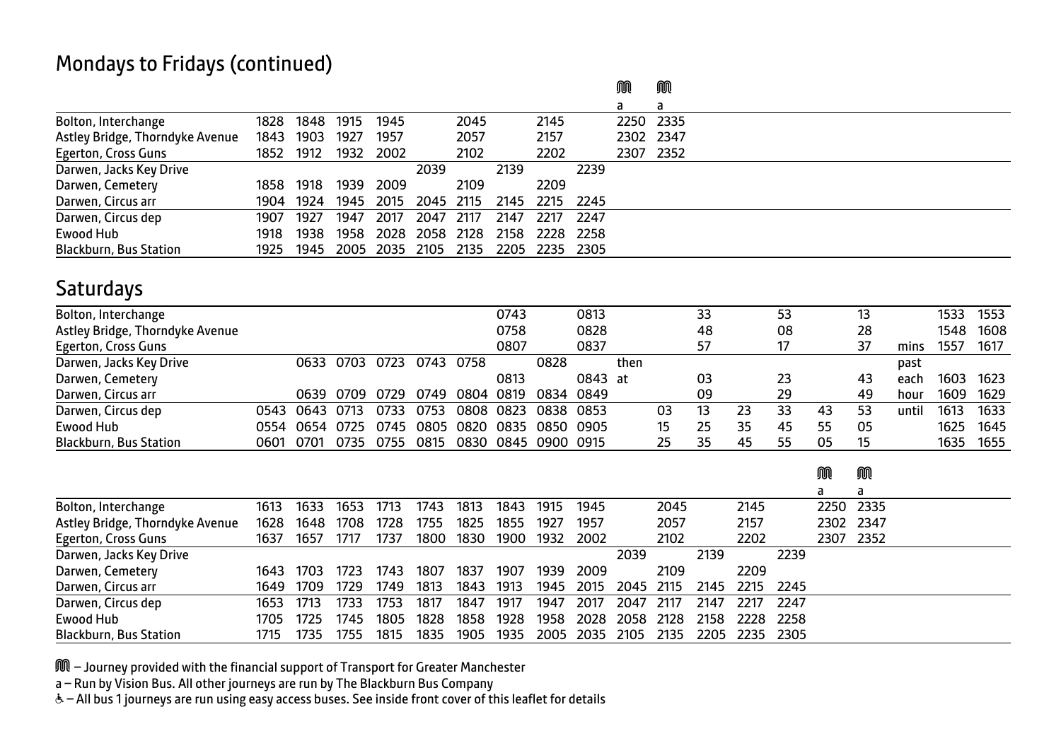## Mondays to Fridays (continued)

| | | | | | | | | | | M a | M a |
|---|---|---|---|---|---|---|---|---|---|---|---|
| Bolton, Interchange | 1828 | 1848 | 1915 | 1945 | | 2045 | | 2145 | | 2250 | 2335 |
| Astley Bridge, Thorndyke Avenue | 1843 | 1903 | 1927 | 1957 | | 2057 | | 2157 | | 2302 | 2347 |
| Egerton, Cross Guns | 1852 | 1912 | 1932 | 2002 | | 2102 | | 2202 | | 2307 | 2352 |
| Darwen, Jacks Key Drive | | | | | 2039 | | 2139 | | 2239 | | |
| Darwen, Cemetery | 1858 | 1918 | 1939 | 2009 | | 2109 | | 2209 | | | |
| Darwen, Circus arr | 1904 | 1924 | 1945 | 2015 | 2045 | 2115 | 2145 | 2215 | 2245 | | |
| Darwen, Circus dep | 1907 | 1927 | 1947 | 2017 | 2047 | 2117 | 2147 | 2217 | 2247 | | |
| Ewood Hub | 1918 | 1938 | 1958 | 2028 | 2058 | 2128 | 2158 | 2228 | 2258 | | |
| Blackburn, Bus Station | 1925 | 1945 | 2005 | 2035 | 2105 | 2135 | 2205 | 2235 | 2305 | | |

## Saturdays

| | | | | | | | | | | | | | | | | | | | |
|---|---|---|---|---|---|---|---|---|---|---|---|---|---|---|---|---|---|---|---|
| Bolton, Interchange | | | | | | | 0743 | | 0813 | | | 33 | | 53 | | 13 | | 1533 | 1553 |
| Astley Bridge, Thorndyke Avenue | | | | | | | 0758 | | 0828 | | | 48 | | 08 | | 28 | | 1548 | 1608 |
| Egerton, Cross Guns | | | | | | | 0807 | | 0837 | | | 57 | | 17 | | 37 | mins | 1557 | 1617 |
| Darwen, Jacks Key Drive | | 0633 | 0703 | 0723 | 0743 | 0758 | | 0828 | | then | | | | | | | past | | |
| Darwen, Cemetery | | | | | | | 0813 | | 0843 | at | | 03 | | 23 | | 43 | each | 1603 | 1623 |
| Darwen, Circus arr | | 0639 | 0709 | 0729 | 0749 | 0804 | 0819 | 0834 | 0849 | | | 09 | | 29 | | 49 | hour | 1609 | 1629 |
| Darwen, Circus dep | 0543 | 0643 | 0713 | 0733 | 0753 | 0808 | 0823 | 0838 | 0853 | | 03 | 13 | 23 | 33 | 43 | 53 | until | 1613 | 1633 |
| Ewood Hub | 0554 | 0654 | 0725 | 0745 | 0805 | 0820 | 0835 | 0850 | 0905 | | 15 | 25 | 35 | 45 | 55 | 05 | | 1625 | 1645 |
| Blackburn, Bus Station | 0601 | 0701 | 0735 | 0755 | 0815 | 0830 | 0845 | 0900 | 0915 | | 25 | 35 | 45 | 55 | 05 | 15 | | 1635 | 1655 |

| | | | | | | | | | | | | | | | M a | M a |
|---|---|---|---|---|---|---|---|---|---|---|---|---|---|---|---|---|
| Bolton, Interchange | 1613 | 1633 | 1653 | 1713 | 1743 | 1813 | 1843 | 1915 | 1945 | | 2045 | | 2145 | | 2250 | 2335 |
| Astley Bridge, Thorndyke Avenue | 1628 | 1648 | 1708 | 1728 | 1755 | 1825 | 1855 | 1927 | 1957 | | 2057 | | 2157 | | 2302 | 2347 |
| Egerton, Cross Guns | 1637 | 1657 | 1717 | 1737 | 1800 | 1830 | 1900 | 1932 | 2002 | | 2102 | | 2202 | | 2307 | 2352 |
| Darwen, Jacks Key Drive | | | | | | | | | | 2039 | | 2139 | | 2239 | | |
| Darwen, Cemetery | 1643 | 1703 | 1723 | 1743 | 1807 | 1837 | 1907 | 1939 | 2009 | | 2109 | | 2209 | | | |
| Darwen, Circus arr | 1649 | 1709 | 1729 | 1749 | 1813 | 1843 | 1913 | 1945 | 2015 | 2045 | 2115 | 2145 | 2215 | 2245 | | |
| Darwen, Circus dep | 1653 | 1713 | 1733 | 1753 | 1817 | 1847 | 1917 | 1947 | 2017 | 2047 | 2117 | 2147 | 2217 | 2247 | | |
| Ewood Hub | 1705 | 1725 | 1745 | 1805 | 1828 | 1858 | 1928 | 1958 | 2028 | 2058 | 2128 | 2158 | 2228 | 2258 | | |
| Blackburn, Bus Station | 1715 | 1735 | 1755 | 1815 | 1835 | 1905 | 1935 | 2005 | 2035 | 2105 | 2135 | 2205 | 2235 | 2305 | | |

M – Journey provided with the financial support of Transport for Greater Manchester

a – Run by Vision Bus. All other journeys are run by The Blackburn Bus Company

♿ – All bus 1 journeys are run using easy access buses. See inside front cover of this leaflet for details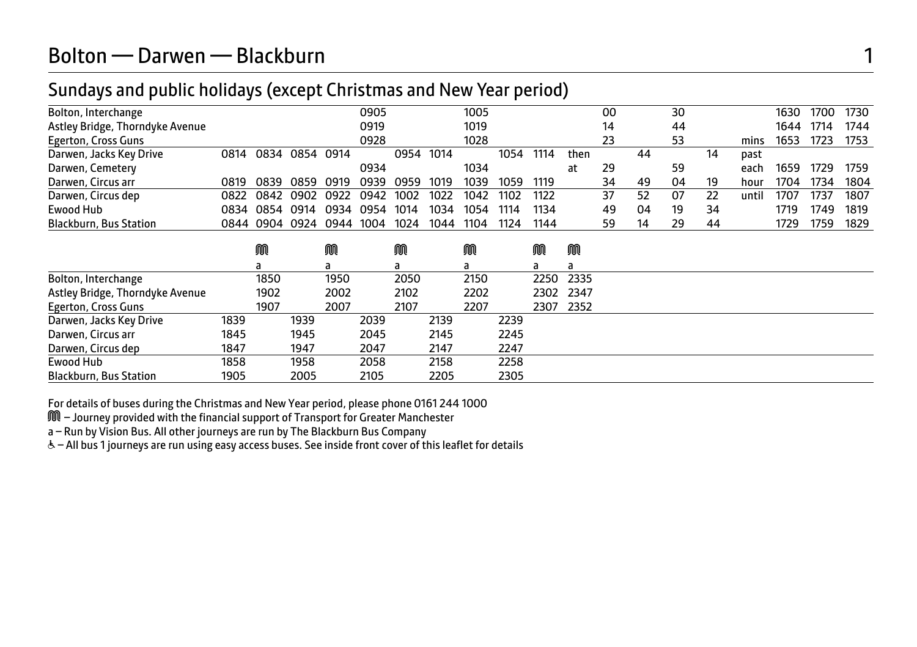# Bolton — Darwen — Blackburn

## Sundays and public holidays (except Christmas and New Year period)

| | | | | | | | | | | | | | | | | | | | |
|---|---|---|---|---|---|---|---|---|---|---|---|---|---|---|---|---|---|---|---|
| Bolton, Interchange | | | | | 0905 | | | 1005 | | | | 00 | | 30 | | | 1630 | 1700 | 1730 |
| Astley Bridge, Thorndyke Avenue | | | | | 0919 | | | 1019 | | | | 14 | | 44 | | | 1644 | 1714 | 1744 |
| Egerton, Cross Guns | | | | | 0928 | | | 1028 | | | | 23 | | 53 | | mins | 1653 | 1723 | 1753 |
| Darwen, Jacks Key Drive | 0814 | 0834 | 0854 | 0914 | | 0954 | 1014 | | 1054 | 1114 | then | | 44 | | 14 | past | | | |
| Darwen, Cemetery | | | | | 0934 | | | 1034 | | | at | 29 | | 59 | | each | 1659 | 1729 | 1759 |
| Darwen, Circus arr | 0819 | 0839 | 0859 | 0919 | 0939 | 0959 | 1019 | 1039 | 1059 | 1119 | | 34 | 49 | 04 | 19 | hour | 1704 | 1734 | 1804 |
| Darwen, Circus dep | 0822 | 0842 | 0902 | 0922 | 0942 | 1002 | 1022 | 1042 | 1102 | 1122 | | 37 | 52 | 07 | 22 | until | 1707 | 1737 | 1807 |
| Ewood Hub | 0834 | 0854 | 0914 | 0934 | 0954 | 1014 | 1034 | 1054 | 1114 | 1134 | | 49 | 04 | 19 | 34 | | 1719 | 1749 | 1819 |
| Blackburn, Bus Station | 0844 | 0904 | 0924 | 0944 | 1004 | 1024 | 1044 | 1104 | 1124 | 1144 | | 59 | 14 | 29 | 44 | | 1729 | 1759 | 1829 |

| | | | | | | | | | | | |
|---|---|---|---|---|---|---|---|---|---|---|---|
| | | Ⓜ | | Ⓜ | | Ⓜ | | Ⓜ | | Ⓜ | Ⓜ |
| | | a | | a | | a | | a | | a | a |
| Bolton, Interchange | | 1850 | | 1950 | | 2050 | | 2150 | | 2250 | 2335 |
| Astley Bridge, Thorndyke Avenue | | 1902 | | 2002 | | 2102 | | 2202 | | 2302 | 2347 |
| Egerton, Cross Guns | | 1907 | | 2007 | | 2107 | | 2207 | | 2307 | 2352 |
| Darwen, Jacks Key Drive | 1839 | | 1939 | | 2039 | | 2139 | | 2239 | | |
| Darwen, Circus arr | 1845 | | 1945 | | 2045 | | 2145 | | 2245 | | |
| Darwen, Circus dep | 1847 | | 1947 | | 2047 | | 2147 | | 2247 | | |
| Ewood Hub | 1858 | | 1958 | | 2058 | | 2158 | | 2258 | | |
| Blackburn, Bus Station | 1905 | | 2005 | | 2105 | | 2205 | | 2305 | | |

For details of buses during the Christmas and New Year period, please phone 0161 244 1000

Ⓜ – Journey provided with the financial support of Transport for Greater Manchester

a – Run by Vision Bus. All other journeys are run by The Blackburn Bus Company

♿ – All bus 1 journeys are run using easy access buses. See inside front cover of this leaflet for details